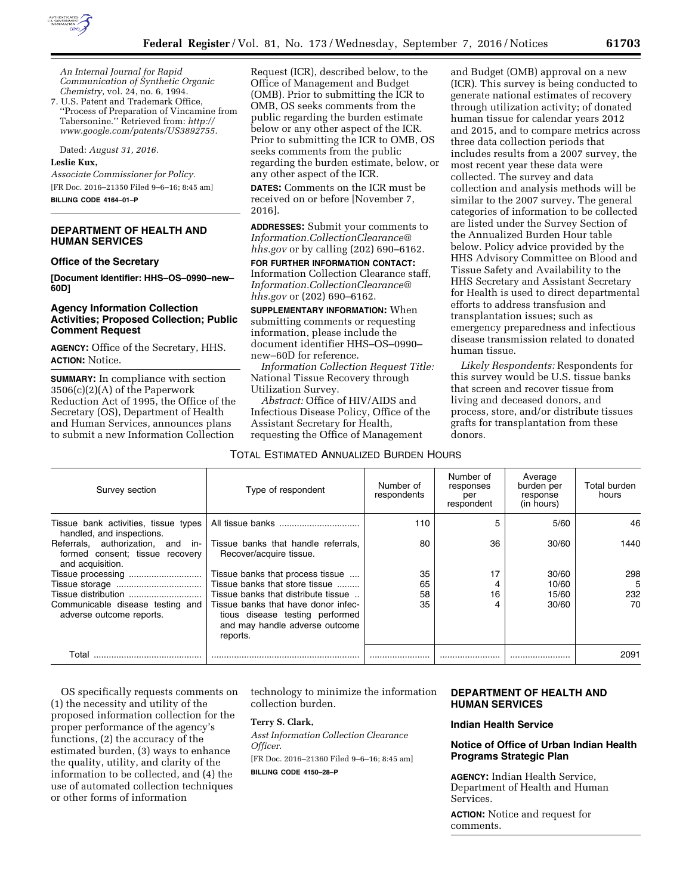*An Internal Journal for Rapid Communication of Synthetic Organic Chemistry,* vol. 24, no. 6, 1994.

7. U.S. Patent and Trademark Office, ''Process of Preparation of Vincamine from Tabersonine.'' Retrieved from: *http://www.google.com/patents/US3892755.*

Dated: *August 31, 2016.*

**Leslie Kux,**

*Associate Commissioner for Policy.*

[FR Doc. 2016–21350 Filed 9–6–16; 8:45 am]

**BILLING CODE 4164–01–P**

## DEPARTMENT OF HEALTH AND HUMAN SERVICES

### Office of the Secretary

**[Document Identifier: HHS–OS–0990–new–60D]**

### Agency Information Collection Activities; Proposed Collection; Public Comment Request

**AGENCY:** Office of the Secretary, HHS.

**ACTION:** Notice.

**SUMMARY:** In compliance with section 3506(c)(2)(A) of the Paperwork Reduction Act of 1995, the Office of the Secretary (OS), Department of Health and Human Services, announces plans to submit a new Information Collection Request (ICR), described below, to the Office of Management and Budget (OMB). Prior to submitting the ICR to OMB, OS seeks comments from the public regarding the burden estimate below or any other aspect of the ICR. Prior to submitting the ICR to OMB, OS seeks comments from the public regarding the burden estimate, below, or any other aspect of the ICR.

**DATES:** Comments on the ICR must be received on or before [November 7, 2016].

**ADDRESSES:** Submit your comments to *Information.CollectionClearance@hhs.gov* or by calling (202) 690–6162.

**FOR FURTHER INFORMATION CONTACT:** Information Collection Clearance staff, *Information.CollectionClearance@hhs.gov* or (202) 690–6162.

**SUPPLEMENTARY INFORMATION:** When submitting comments or requesting information, please include the document identifier HHS–OS–0990–new–60D for reference.

*Information Collection Request Title:* National Tissue Recovery through Utilization Survey.

*Abstract:* Office of HIV/AIDS and Infectious Disease Policy, Office of the Assistant Secretary for Health, requesting the Office of Management and Budget (OMB) approval on a new (ICR). This survey is being conducted to generate national estimates of recovery through utilization activity; of donated human tissue for calendar years 2012 and 2015, and to compare metrics across three data collection periods that includes results from a 2007 survey, the most recent year these data were collected. The survey and data collection and analysis methods will be similar to the 2007 survey. The general categories of information to be collected are listed under the Survey Section of the Annualized Burden Hour table below. Policy advice provided by the HHS Advisory Committee on Blood and Tissue Safety and Availability to the HHS Secretary and Assistant Secretary for Health is used to direct departmental efforts to address transfusion and transplantation issues; such as emergency preparedness and infectious disease transmission related to donated human tissue.

*Likely Respondents:* Respondents for this survey would be U.S. tissue banks that screen and recover tissue from living and deceased donors, and process, store, and/or distribute tissues grafts for transplantation from these donors.

TOTAL ESTIMATED ANNUALIZED BURDEN HOURS

| Survey section | Type of respondent | Number of respondents | Number of responses per respondent | Average burden per response (in hours) | Total burden hours |
|---|---|---|---|---|---|
| Tissue bank activities, tissue types handled, and inspections. | All tissue banks | 110 | 5 | 5/60 | 46 |
| Referrals, authorization, and informed consent; tissue recovery and acquisition. | Tissue banks that handle referrals, Recover/acquire tissue. | 80 | 36 | 30/60 | 1440 |
| Tissue processing | Tissue banks that process tissue | 35 | 17 | 30/60 | 298 |
| Tissue storage | Tissue banks that store tissue | 65 | 4 | 10/60 | 5 |
| Tissue distribution | Tissue banks that distribute tissue | 58 | 16 | 15/60 | 232 |
| Communicable disease testing and adverse outcome reports. | Tissue banks that have donor infectious disease testing performed and may handle adverse outcome reports. | 35 | 4 | 30/60 | 70 |
| Total | | | | | 2091 |

OS specifically requests comments on (1) the necessity and utility of the proposed information collection for the proper performance of the agency's functions, (2) the accuracy of the estimated burden, (3) ways to enhance the quality, utility, and clarity of the information to be collected, and (4) the use of automated collection techniques or other forms of information technology to minimize the information collection burden.

**Terry S. Clark,**

*Asst Information Collection Clearance Officer.*

[FR Doc. 2016–21360 Filed 9–6–16; 8:45 am]

**BILLING CODE 4150–28–P**

## DEPARTMENT OF HEALTH AND HUMAN SERVICES

### Indian Health Service

### Notice of Office of Urban Indian Health Programs Strategic Plan

**AGENCY:** Indian Health Service, Department of Health and Human Services.

**ACTION:** Notice and request for comments.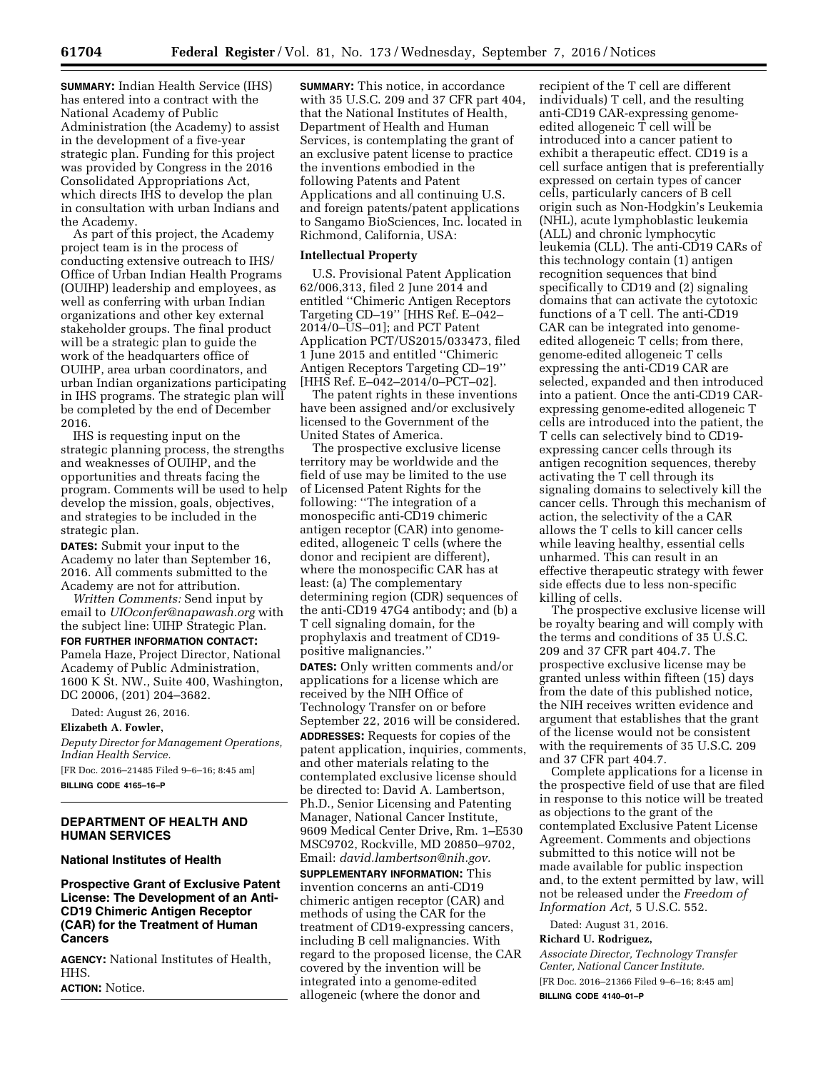**SUMMARY:** Indian Health Service (IHS) has entered into a contract with the National Academy of Public Administration (the Academy) to assist in the development of a five-year strategic plan. Funding for this project was provided by Congress in the 2016 Consolidated Appropriations Act, which directs IHS to develop the plan in consultation with urban Indians and the Academy.

As part of this project, the Academy project team is in the process of conducting extensive outreach to IHS/Office of Urban Indian Health Programs (OUIHP) leadership and employees, as well as conferring with urban Indian organizations and other key external stakeholder groups. The final product will be a strategic plan to guide the work of the headquarters office of OUIHP, area urban coordinators, and urban Indian organizations participating in IHS programs. The strategic plan will be completed by the end of December 2016.

IHS is requesting input on the strategic planning process, the strengths and weaknesses of OUIHP, and the opportunities and threats facing the program. Comments will be used to help develop the mission, goals, objectives, and strategies to be included in the strategic plan.

**DATES:** Submit your input to the Academy no later than September 16, 2016. All comments submitted to the Academy are not for attribution.

*Written Comments:* Send input by email to *UIOconfer@napawash.org* with the subject line: UIHP Strategic Plan.

**FOR FURTHER INFORMATION CONTACT:** Pamela Haze, Project Director, National Academy of Public Administration, 1600 K St. NW., Suite 400, Washington, DC 20006, (201) 204–3682.

Dated: August 26, 2016.

**Elizabeth A. Fowler,**

*Deputy Director for Management Operations, Indian Health Service.*

[FR Doc. 2016–21485 Filed 9–6–16; 8:45 am]

**BILLING CODE 4165–16–P**

## DEPARTMENT OF HEALTH AND HUMAN SERVICES

### National Institutes of Health

### Prospective Grant of Exclusive Patent License: The Development of an Anti-CD19 Chimeric Antigen Receptor (CAR) for the Treatment of Human Cancers

**AGENCY:** National Institutes of Health, HHS.

**ACTION:** Notice.

**SUMMARY:** This notice, in accordance with 35 U.S.C. 209 and 37 CFR part 404, that the National Institutes of Health, Department of Health and Human Services, is contemplating the grant of an exclusive patent license to practice the inventions embodied in the following Patents and Patent Applications and all continuing U.S. and foreign patents/patent applications to Sangamo BioSciences, Inc. located in Richmond, California, USA:

#### Intellectual Property

U.S. Provisional Patent Application 62/006,313, filed 2 June 2014 and entitled ''Chimeric Antigen Receptors Targeting CD–19'' [HHS Ref. E–042–2014/0–US–01]; and PCT Patent Application PCT/US2015/033473, filed 1 June 2015 and entitled ''Chimeric Antigen Receptors Targeting CD–19'' [HHS Ref. E–042–2014/0–PCT–02].

The patent rights in these inventions have been assigned and/or exclusively licensed to the Government of the United States of America.

The prospective exclusive license territory may be worldwide and the field of use may be limited to the use of Licensed Patent Rights for the following: ''The integration of a monospecific anti-CD19 chimeric antigen receptor (CAR) into genome-edited, allogeneic T cells (where the donor and recipient are different), where the monospecific CAR has at least: (a) The complementary determining region (CDR) sequences of the anti-CD19 47G4 antibody; and (b) a T cell signaling domain, for the prophylaxis and treatment of CD19-positive malignancies.''

**DATES:** Only written comments and/or applications for a license which are received by the NIH Office of Technology Transfer on or before September 22, 2016 will be considered.

**ADDRESSES:** Requests for copies of the patent application, inquiries, comments, and other materials relating to the contemplated exclusive license should be directed to: David A. Lambertson, Ph.D., Senior Licensing and Patenting Manager, National Cancer Institute, 9609 Medical Center Drive, Rm. 1–E530 MSC9702, Rockville, MD 20850–9702, Email: *david.lambertson@nih.gov.*

**SUPPLEMENTARY INFORMATION:** This invention concerns an anti-CD19 chimeric antigen receptor (CAR) and methods of using the CAR for the treatment of CD19-expressing cancers, including B cell malignancies. With regard to the proposed license, the CAR covered by the invention will be integrated into a genome-edited allogeneic (where the donor and recipient of the T cell are different individuals) T cell, and the resulting anti-CD19 CAR-expressing genome-edited allogeneic T cell will be introduced into a cancer patient to exhibit a therapeutic effect. CD19 is a cell surface antigen that is preferentially expressed on certain types of cancer cells, particularly cancers of B cell origin such as Non-Hodgkin's Leukemia (NHL), acute lymphoblastic leukemia (ALL) and chronic lymphocytic leukemia (CLL). The anti-CD19 CARs of this technology contain (1) antigen recognition sequences that bind specifically to CD19 and (2) signaling domains that can activate the cytotoxic functions of a T cell. The anti-CD19 CAR can be integrated into genome-edited allogeneic T cells; from there, genome-edited allogeneic T cells expressing the anti-CD19 CAR are selected, expanded and then introduced into a patient. Once the anti-CD19 CAR-expressing genome-edited allogeneic T cells are introduced into the patient, the T cells can selectively bind to CD19-expressing cancer cells through its antigen recognition sequences, thereby activating the T cell through its signaling domains to selectively kill the cancer cells. Through this mechanism of action, the selectivity of the a CAR allows the T cells to kill cancer cells while leaving healthy, essential cells unharmed. This can result in an effective therapeutic strategy with fewer side effects due to less non-specific killing of cells.

The prospective exclusive license will be royalty bearing and will comply with the terms and conditions of 35 U.S.C. 209 and 37 CFR part 404.7. The prospective exclusive license may be granted unless within fifteen (15) days from the date of this published notice, the NIH receives written evidence and argument that establishes that the grant of the license would not be consistent with the requirements of 35 U.S.C. 209 and 37 CFR part 404.7.

Complete applications for a license in the prospective field of use that are filed in response to this notice will be treated as objections to the grant of the contemplated Exclusive Patent License Agreement. Comments and objections submitted to this notice will not be made available for public inspection and, to the extent permitted by law, will not be released under the *Freedom of Information Act,* 5 U.S.C. 552.

Dated: August 31, 2016.

**Richard U. Rodriguez,**

*Associate Director, Technology Transfer Center, National Cancer Institute.*

[FR Doc. 2016–21366 Filed 9–6–16; 8:45 am]

**BILLING CODE 4140–01–P**